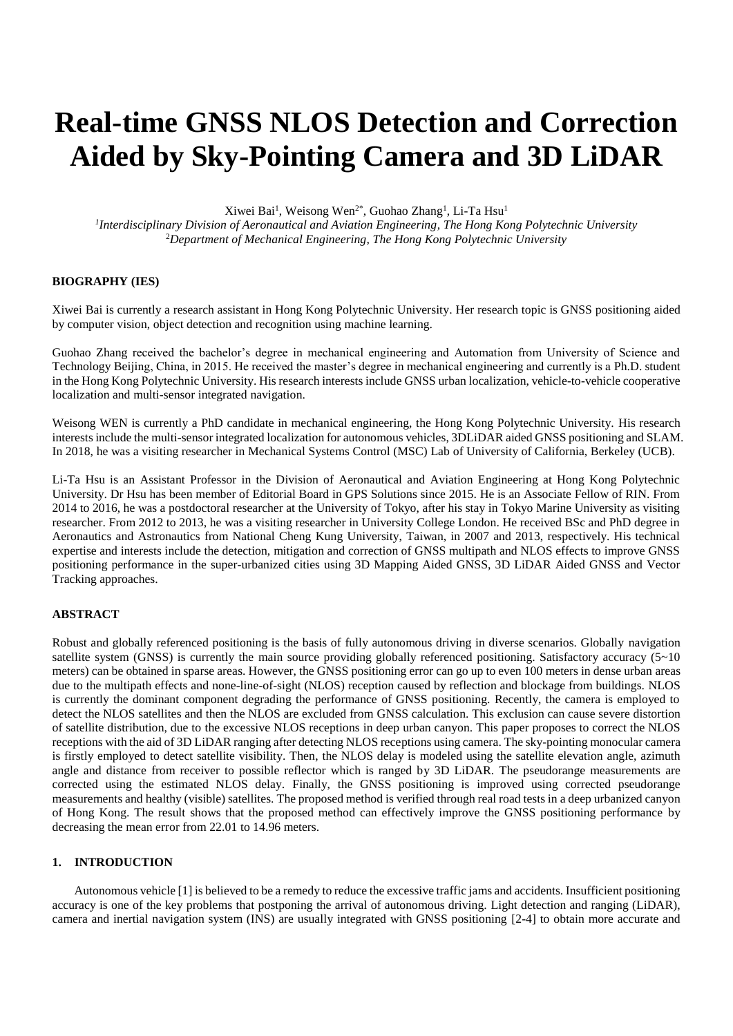# Real-time GNSS NLOS Detection and Correction Aided by Sky-Pointing Camera and 3D LiDAR

Xiwei Bai[1], Weisong Wen[2*], Guohao Zhang[1], Li-Ta Hsu[1]

[1]*Interdisciplinary Division of Aeronautical and Aviation Engineering, The Hong Kong Polytechnic University*
[2]*Department of Mechanical Engineering, The Hong Kong Polytechnic University*

**BIOGRAPHY (IES)**

Xiwei Bai is currently a research assistant in Hong Kong Polytechnic University. Her research topic is GNSS positioning aided by computer vision, object detection and recognition using machine learning.

Guohao Zhang received the bachelor's degree in mechanical engineering and Automation from University of Science and Technology Beijing, China, in 2015. He received the master's degree in mechanical engineering and currently is a Ph.D. student in the Hong Kong Polytechnic University. His research interests include GNSS urban localization, vehicle-to-vehicle cooperative localization and multi-sensor integrated navigation.

Weisong WEN is currently a PhD candidate in mechanical engineering, the Hong Kong Polytechnic University. His research interests include the multi-sensor integrated localization for autonomous vehicles, 3DLiDAR aided GNSS positioning and SLAM. In 2018, he was a visiting researcher in Mechanical Systems Control (MSC) Lab of University of California, Berkeley (UCB).

Li-Ta Hsu is an Assistant Professor in the Division of Aeronautical and Aviation Engineering at Hong Kong Polytechnic University. Dr Hsu has been member of Editorial Board in GPS Solutions since 2015. He is an Associate Fellow of RIN. From 2014 to 2016, he was a postdoctoral researcher at the University of Tokyo, after his stay in Tokyo Marine University as visiting researcher. From 2012 to 2013, he was a visiting researcher in University College London. He received BSc and PhD degree in Aeronautics and Astronautics from National Cheng Kung University, Taiwan, in 2007 and 2013, respectively. His technical expertise and interests include the detection, mitigation and correction of GNSS multipath and NLOS effects to improve GNSS positioning performance in the super-urbanized cities using 3D Mapping Aided GNSS, 3D LiDAR Aided GNSS and Vector Tracking approaches.

**ABSTRACT**

Robust and globally referenced positioning is the basis of fully autonomous driving in diverse scenarios. Globally navigation satellite system (GNSS) is currently the main source providing globally referenced positioning. Satisfactory accuracy (5~10 meters) can be obtained in sparse areas. However, the GNSS positioning error can go up to even 100 meters in dense urban areas due to the multipath effects and none-line-of-sight (NLOS) reception caused by reflection and blockage from buildings. NLOS is currently the dominant component degrading the performance of GNSS positioning. Recently, the camera is employed to detect the NLOS satellites and then the NLOS are excluded from GNSS calculation. This exclusion can cause severe distortion of satellite distribution, due to the excessive NLOS receptions in deep urban canyon. This paper proposes to correct the NLOS receptions with the aid of 3D LiDAR ranging after detecting NLOS receptions using camera. The sky-pointing monocular camera is firstly employed to detect satellite visibility. Then, the NLOS delay is modeled using the satellite elevation angle, azimuth angle and distance from receiver to possible reflector which is ranged by 3D LiDAR. The pseudorange measurements are corrected using the estimated NLOS delay. Finally, the GNSS positioning is improved using corrected pseudorange measurements and healthy (visible) satellites. The proposed method is verified through real road tests in a deep urbanized canyon of Hong Kong. The result shows that the proposed method can effectively improve the GNSS positioning performance by decreasing the mean error from 22.01 to 14.96 meters.

**1. INTRODUCTION**

Autonomous vehicle [1] is believed to be a remedy to reduce the excessive traffic jams and accidents. Insufficient positioning accuracy is one of the key problems that postponing the arrival of autonomous driving. Light detection and ranging (LiDAR), camera and inertial navigation system (INS) are usually integrated with GNSS positioning [2-4] to obtain more accurate and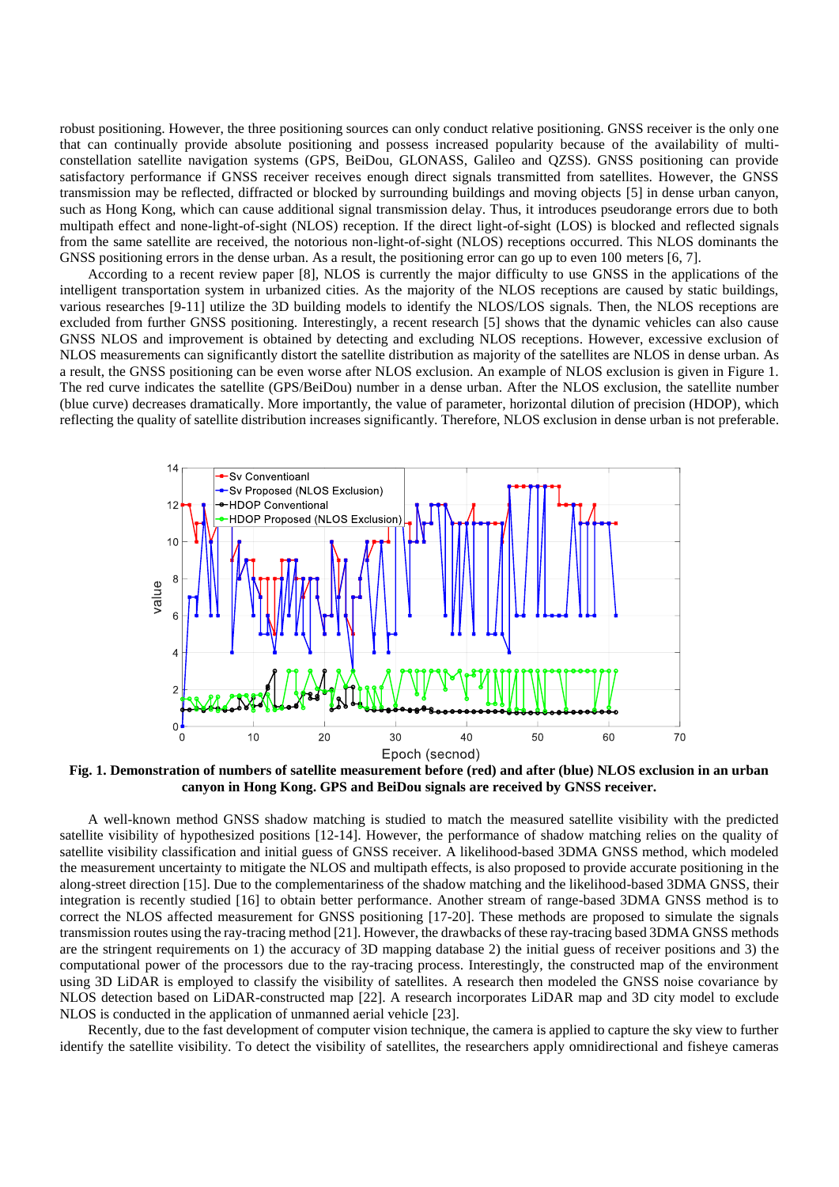robust positioning. However, the three positioning sources can only conduct relative positioning. GNSS receiver is the only one that can continually provide absolute positioning and possess increased popularity because of the availability of multi-constellation satellite navigation systems (GPS, BeiDou, GLONASS, Galileo and QZSS). GNSS positioning can provide satisfactory performance if GNSS receiver receives enough direct signals transmitted from satellites. However, the GNSS transmission may be reflected, diffracted or blocked by surrounding buildings and moving objects [5] in dense urban canyon, such as Hong Kong, which can cause additional signal transmission delay. Thus, it introduces pseudorange errors due to both multipath effect and none-light-of-sight (NLOS) reception. If the direct light-of-sight (LOS) is blocked and reflected signals from the same satellite are received, the notorious non-light-of-sight (NLOS) receptions occurred. This NLOS dominants the GNSS positioning errors in the dense urban. As a result, the positioning error can go up to even 100 meters [6, 7].

According to a recent review paper [8], NLOS is currently the major difficulty to use GNSS in the applications of the intelligent transportation system in urbanized cities. As the majority of the NLOS receptions are caused by static buildings, various researches [9-11] utilize the 3D building models to identify the NLOS/LOS signals. Then, the NLOS receptions are excluded from further GNSS positioning. Interestingly, a recent research [5] shows that the dynamic vehicles can also cause GNSS NLOS and improvement is obtained by detecting and excluding NLOS receptions. However, excessive exclusion of NLOS measurements can significantly distort the satellite distribution as majority of the satellites are NLOS in dense urban. As a result, the GNSS positioning can be even worse after NLOS exclusion. An example of NLOS exclusion is given in Figure 1. The red curve indicates the satellite (GPS/BeiDou) number in a dense urban. After the NLOS exclusion, the satellite number (blue curve) decreases dramatically. More importantly, the value of parameter, horizontal dilution of precision (HDOP), which reflecting the quality of satellite distribution increases significantly. Therefore, NLOS exclusion in dense urban is not preferable.

**Fig. 1. Demonstration of numbers of satellite measurement before (red) and after (blue) NLOS exclusion in an urban canyon in Hong Kong. GPS and BeiDou signals are received by GNSS receiver.**

A well-known method GNSS shadow matching is studied to match the measured satellite visibility with the predicted satellite visibility of hypothesized positions [12-14]. However, the performance of shadow matching relies on the quality of satellite visibility classification and initial guess of GNSS receiver. A likelihood-based 3DMA GNSS method, which modeled the measurement uncertainty to mitigate the NLOS and multipath effects, is also proposed to provide accurate positioning in the along-street direction [15]. Due to the complementariness of the shadow matching and the likelihood-based 3DMA GNSS, their integration is recently studied [16] to obtain better performance. Another stream of range-based 3DMA GNSS method is to correct the NLOS affected measurement for GNSS positioning [17-20]. These methods are proposed to simulate the signals transmission routes using the ray-tracing method [21]. However, the drawbacks of these ray-tracing based 3DMA GNSS methods are the stringent requirements on 1) the accuracy of 3D mapping database 2) the initial guess of receiver positions and 3) the computational power of the processors due to the ray-tracing process. Interestingly, the constructed map of the environment using 3D LiDAR is employed to classify the visibility of satellites. A research then modeled the GNSS noise covariance by NLOS detection based on LiDAR-constructed map [22]. A research incorporates LiDAR map and 3D city model to exclude NLOS is conducted in the application of unmanned aerial vehicle [23].

Recently, due to the fast development of computer vision technique, the camera is applied to capture the sky view to further identify the satellite visibility. To detect the visibility of satellites, the researchers apply omnidirectional and fisheye cameras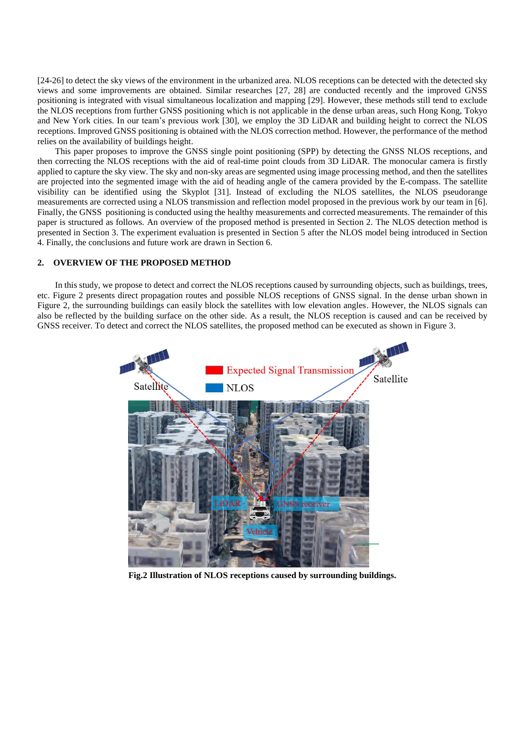[24-26] to detect the sky views of the environment in the urbanized area. NLOS receptions can be detected with the detected sky views and some improvements are obtained. Similar researches [27, 28] are conducted recently and the improved GNSS positioning is integrated with visual simultaneous localization and mapping [29]. However, these methods still tend to exclude the NLOS receptions from further GNSS positioning which is not applicable in the dense urban areas, such Hong Kong, Tokyo and New York cities. In our team's previous work [30], we employ the 3D LiDAR and building height to correct the NLOS receptions. Improved GNSS positioning is obtained with the NLOS correction method. However, the performance of the method relies on the availability of buildings height.

This paper proposes to improve the GNSS single point positioning (SPP) by detecting the GNSS NLOS receptions, and then correcting the NLOS receptions with the aid of real-time point clouds from 3D LiDAR. The monocular camera is firstly applied to capture the sky view. The sky and non-sky areas are segmented using image processing method, and then the satellites are projected into the segmented image with the aid of heading angle of the camera provided by the E-compass. The satellite visibility can be identified using the Skyplot [31]. Instead of excluding the NLOS satellites, the NLOS pseudorange measurements are corrected using a NLOS transmission and reflection model proposed in the previous work by our team in [6]. Finally, the GNSS positioning is conducted using the healthy measurements and corrected measurements. The remainder of this paper is structured as follows. An overview of the proposed method is presented in Section 2. The NLOS detection method is presented in Section 3. The experiment evaluation is presented in Section 5 after the NLOS model being introduced in Section 4. Finally, the conclusions and future work are drawn in Section 6.

## 2. OVERVIEW OF THE PROPOSED METHOD

In this study, we propose to detect and correct the NLOS receptions caused by surrounding objects, such as buildings, trees, etc. Figure 2 presents direct propagation routes and possible NLOS receptions of GNSS signal. In the dense urban shown in Figure 2, the surrounding buildings can easily block the satellites with low elevation angles. However, the NLOS signals can also be reflected by the building surface on the other side. As a result, the NLOS reception is caused and can be received by GNSS receiver. To detect and correct the NLOS satellites, the proposed method can be executed as shown in Figure 3.

**Fig.2 Illustration of NLOS receptions caused by surrounding buildings.**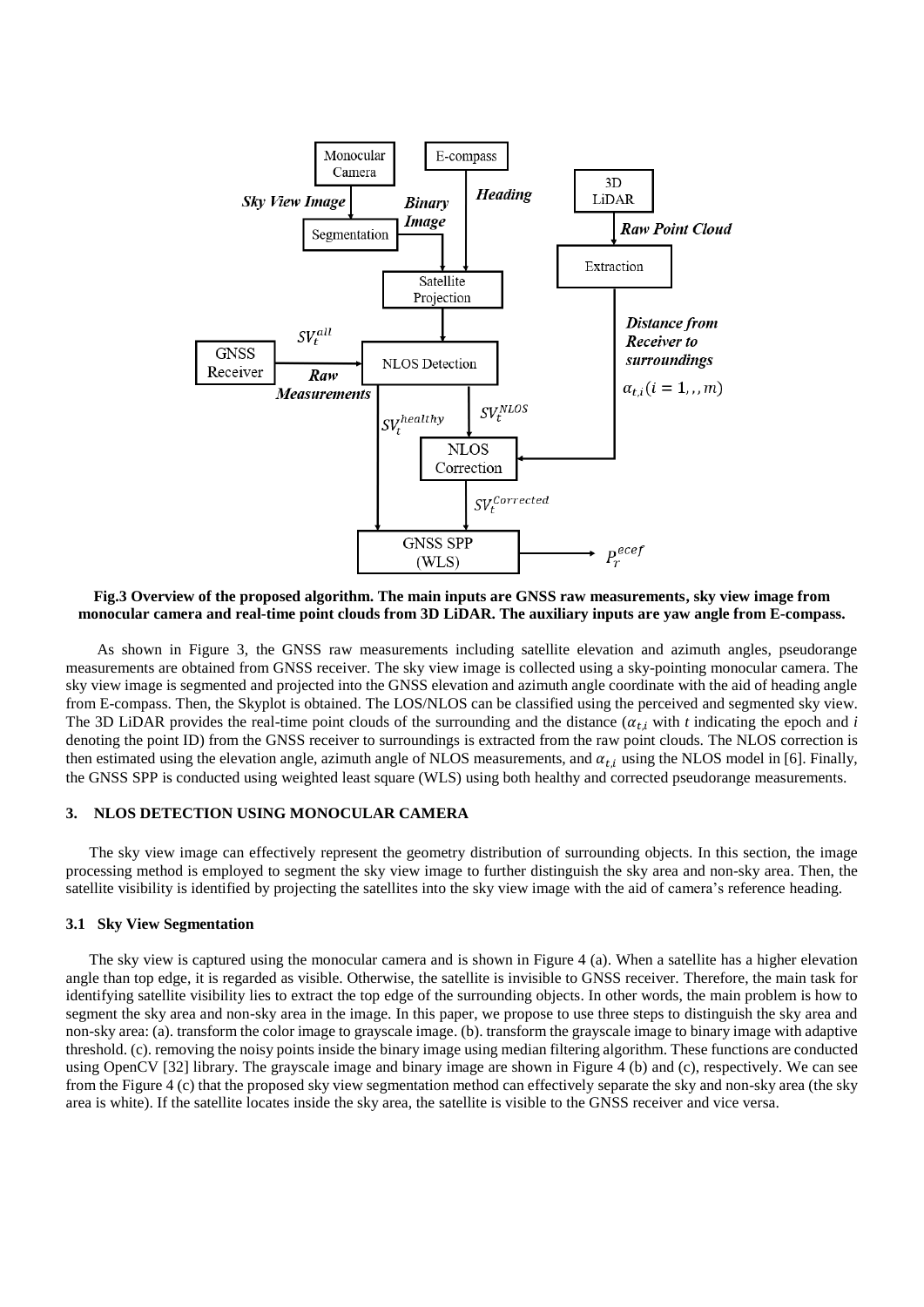**Fig.3 Overview of the proposed algorithm. The main inputs are GNSS raw measurements, sky view image from monocular camera and real-time point clouds from 3D LiDAR. The auxiliary inputs are yaw angle from E-compass.**

As shown in Figure 3, the GNSS raw measurements including satellite elevation and azimuth angles, pseudorange measurements are obtained from GNSS receiver. The sky view image is collected using a sky-pointing monocular camera. The sky view image is segmented and projected into the GNSS elevation and azimuth angle coordinate with the aid of heading angle from E-compass. Then, the Skyplot is obtained. The LOS/NLOS can be classified using the perceived and segmented sky view. The 3D LiDAR provides the real-time point clouds of the surrounding and the distance ($\alpha_{t,i}$ with *t* indicating the epoch and *i* denoting the point ID) from the GNSS receiver to surroundings is extracted from the raw point clouds. The NLOS correction is then estimated using the elevation angle, azimuth angle of NLOS measurements, and $\alpha_{t,i}$ using the NLOS model in [6]. Finally, the GNSS SPP is conducted using weighted least square (WLS) using both healthy and corrected pseudorange measurements.

## 3. NLOS DETECTION USING MONOCULAR CAMERA

The sky view image can effectively represent the geometry distribution of surrounding objects. In this section, the image processing method is employed to segment the sky view image to further distinguish the sky area and non-sky area. Then, the satellite visibility is identified by projecting the satellites into the sky view image with the aid of camera's reference heading.

### 3.1 Sky View Segmentation

The sky view is captured using the monocular camera and is shown in Figure 4 (a). When a satellite has a higher elevation angle than top edge, it is regarded as visible. Otherwise, the satellite is invisible to GNSS receiver. Therefore, the main task for identifying satellite visibility lies to extract the top edge of the surrounding objects. In other words, the main problem is how to segment the sky area and non-sky area in the image. In this paper, we propose to use three steps to distinguish the sky area and non-sky area: (a). transform the color image to grayscale image. (b). transform the grayscale image to binary image with adaptive threshold. (c). removing the noisy points inside the binary image using median filtering algorithm. These functions are conducted using OpenCV [32] library. The grayscale image and binary image are shown in Figure 4 (b) and (c), respectively. We can see from the Figure 4 (c) that the proposed sky view segmentation method can effectively separate the sky and non-sky area (the sky area is white). If the satellite locates inside the sky area, the satellite is visible to the GNSS receiver and vice versa.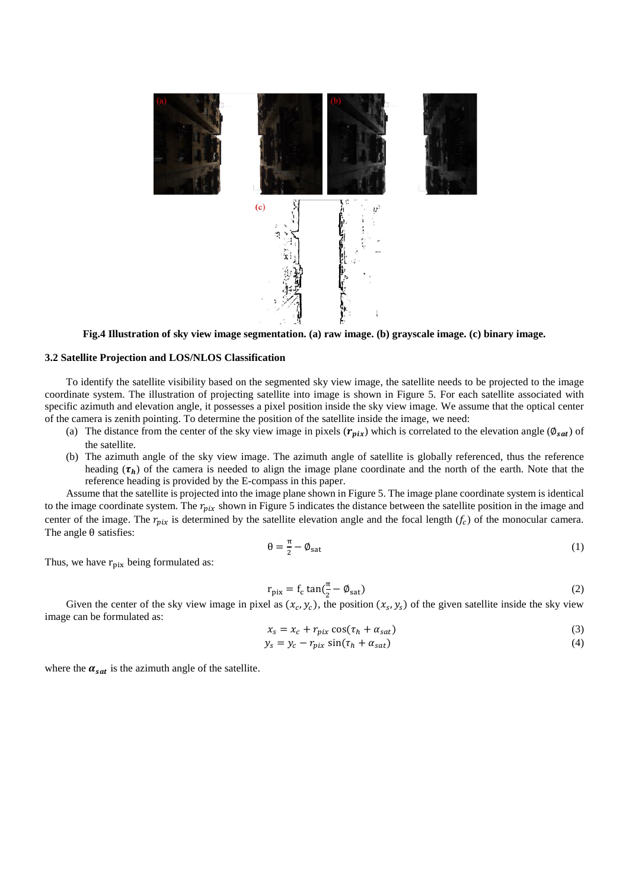**Fig.4 Illustration of sky view image segmentation. (a) raw image. (b) grayscale image. (c) binary image.**

### 3.2 Satellite Projection and LOS/NLOS Classification

To identify the satellite visibility based on the segmented sky view image, the satellite needs to be projected to the image coordinate system. The illustration of projecting satellite into image is shown in Figure 5. For each satellite associated with specific azimuth and elevation angle, it possesses a pixel position inside the sky view image. We assume that the optical center of the camera is zenith pointing. To determine the position of the satellite inside the image, we need:

(a) The distance from the center of the sky view image in pixels ($\boldsymbol{r_{pix}}$) which is correlated to the elevation angle ($\emptyset_{\boldsymbol{sat}}$) of the satellite.

(b) The azimuth angle of the sky view image. The azimuth angle of satellite is globally referenced, thus the reference heading ($\boldsymbol{\tau_h}$) of the camera is needed to align the image plane coordinate and the north of the earth. Note that the reference heading is provided by the E-compass in this paper.

Assume that the satellite is projected into the image plane shown in Figure 5. The image plane coordinate system is identical to the image coordinate system. The $r_{pix}$ shown in Figure 5 indicates the distance between the satellite position in the image and center of the image. The $r_{pix}$ is determined by the satellite elevation angle and the focal length ($f_c$) of the monocular camera. The angle θ satisfies:

$$\theta = \frac{\pi}{2} - \emptyset_{\mathrm{sat}} \tag{1}$$

Thus, we have $r_{pix}$ being formulated as:

$$r_{pix} = f_c \tan\left(\frac{\pi}{2} - \emptyset_{\mathrm{sat}}\right) \tag{2}$$

Given the center of the sky view image in pixel as $(x_c, y_c)$, the position $(x_s, y_s)$ of the given satellite inside the sky view image can be formulated as:

$$x_s = x_c + r_{pix} \cos(\tau_h + \alpha_{sat}) \tag{3}$$

$$y_s = y_c - r_{pix} \sin(\tau_h + \alpha_{sat}) \tag{4}$$

where the $\boldsymbol{\alpha_{sat}}$ is the azimuth angle of the satellite.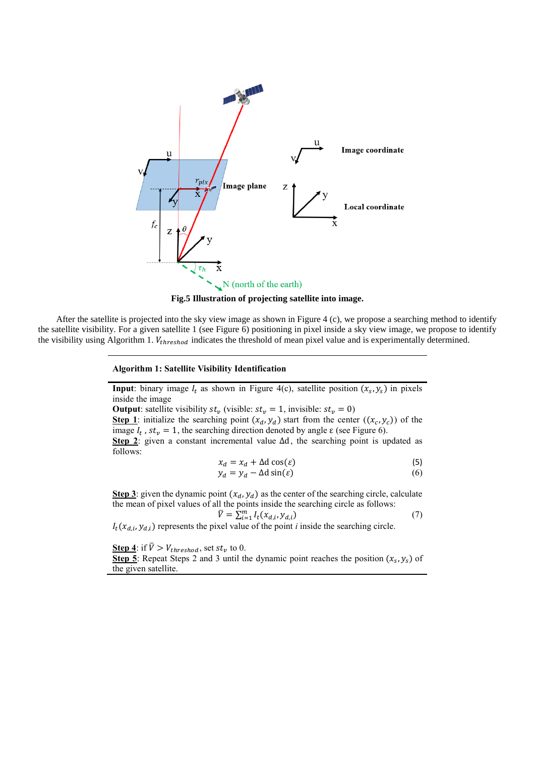Fig.5 Illustration of projecting satellite into image.

After the satellite is projected into the sky view image as shown in Figure 4 (c), we propose a searching method to identify the satellite visibility. For a given satellite 1 (see Figure 6) positioning in pixel inside a sky view image, we propose to identify the visibility using Algorithm 1. $V_{threshod}$ indicates the threshold of mean pixel value and is experimentally determined.

---

**Algorithm 1: Satellite Visibility Identification**

---

**Input**: binary image $I_t$ as shown in Figure 4(c), satellite position $(x_s, y_s)$ in pixels inside the image

**Output**: satellite visibility $st_v$ (visible: $st_v = 1$, invisible: $st_v = 0$)

**Step 1**: initialize the searching point $(x_d, y_d)$ start from the center $((x_c, y_c))$ of the image $I_t$ , $st_v = 1$, the searching direction denoted by angle ε (see Figure 6).

**Step 2**: given a constant incremental value Δd, the searching point is updated as follows:

$$x_d = x_d + \Delta\text{d} \cos(\varepsilon) \tag{5}$$

$$y_d = y_d - \Delta\text{d} \sin(\varepsilon) \tag{6}$$

**Step 3**: given the dynamic point $(x_d, y_d)$ as the center of the searching circle, calculate the mean of pixel values of all the points inside the searching circle as follows:

$$\bar{V} = \sum_{i=1}^{m} I_t(x_{d,i}, y_{d,i}) \tag{7}$$

$I_t(x_{d,i}, y_{d,i})$ represents the pixel value of the point $i$ inside the searching circle.

**Step 4**: if $\bar{V} > V_{threshod}$, set $st_v$ to 0.

**Step 5**: Repeat Steps 2 and 3 until the dynamic point reaches the position $(x_s, y_s)$ of the given satellite.

---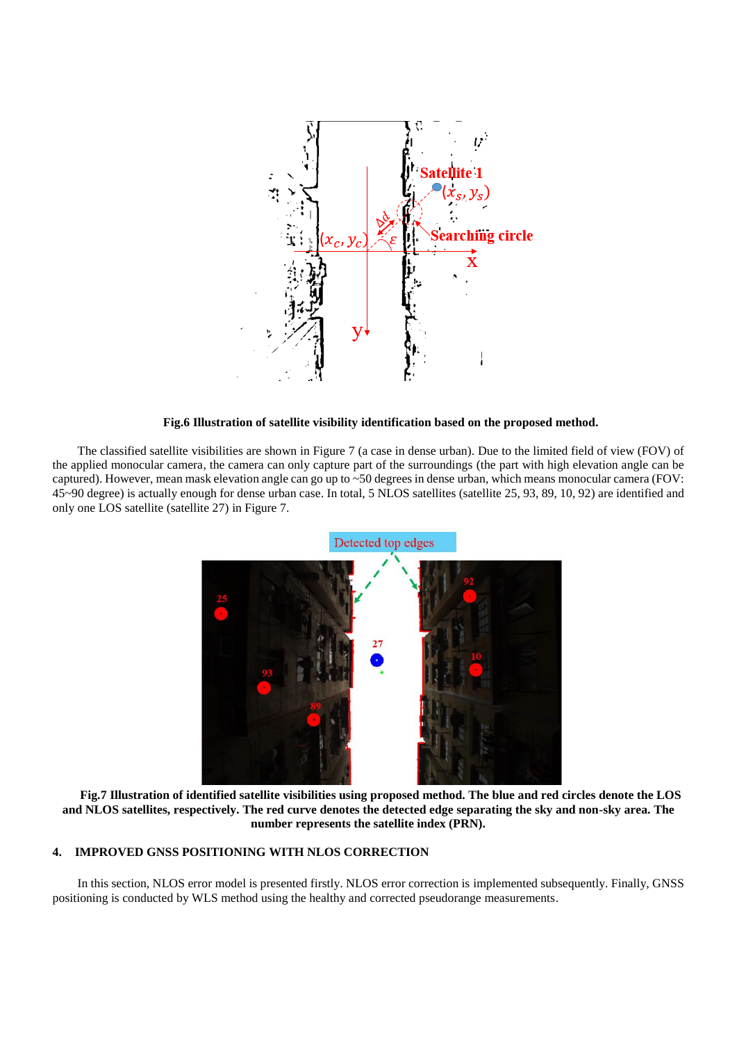**Fig.6 Illustration of satellite visibility identification based on the proposed method.**

The classified satellite visibilities are shown in Figure 7 (a case in dense urban). Due to the limited field of view (FOV) of the applied monocular camera, the camera can only capture part of the surroundings (the part with high elevation angle can be captured). However, mean mask elevation angle can go up to ~50 degrees in dense urban, which means monocular camera (FOV: 45~90 degree) is actually enough for dense urban case. In total, 5 NLOS satellites (satellite 25, 93, 89, 10, 92) are identified and only one LOS satellite (satellite 27) in Figure 7.

**Fig.7 Illustration of identified satellite visibilities using proposed method. The blue and red circles denote the LOS and NLOS satellites, respectively. The red curve denotes the detected edge separating the sky and non-sky area. The number represents the satellite index (PRN).**

## 4. IMPROVED GNSS POSITIONING WITH NLOS CORRECTION

In this section, NLOS error model is presented firstly. NLOS error correction is implemented subsequently. Finally, GNSS positioning is conducted by WLS method using the healthy and corrected pseudorange measurements.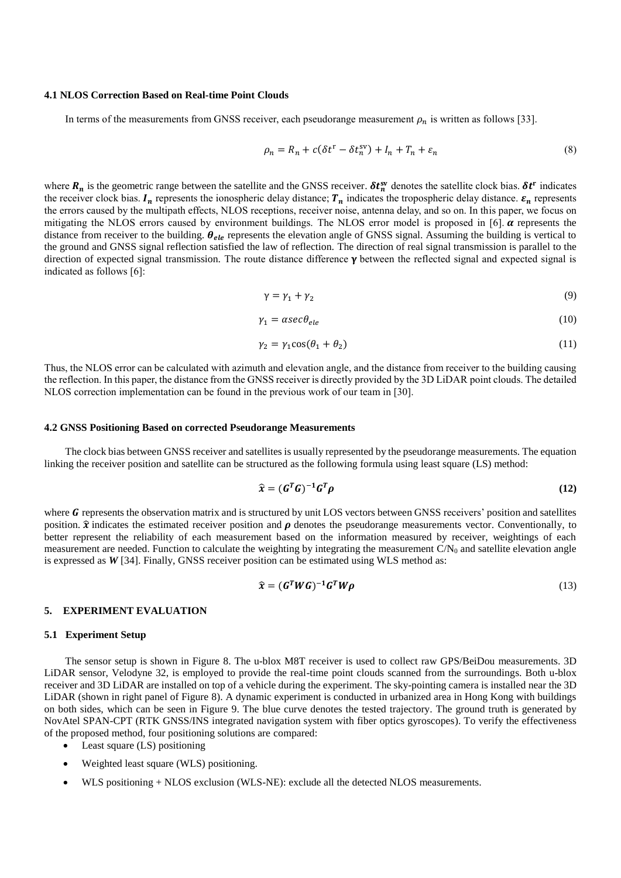### 4.1 NLOS Correction Based on Real-time Point Clouds

In terms of the measurements from GNSS receiver, each pseudorange measurement $\rho_n$ is written as follows [33].

$$\rho_n = R_n + c(\delta t^{\mathrm{r}} - \delta t_n^{\mathrm{sv}}) + I_n + T_n + \varepsilon_n \tag{8}$$

where $\boldsymbol{R_n}$ is the geometric range between the satellite and the GNSS receiver. $\boldsymbol{\delta t_n^{sv}}$ denotes the satellite clock bias. $\boldsymbol{\delta t^{r}}$ indicates the receiver clock bias. $\boldsymbol{I_n}$ represents the ionospheric delay distance; $\boldsymbol{T_n}$ indicates the tropospheric delay distance. $\boldsymbol{\varepsilon_n}$ represents the errors caused by the multipath effects, NLOS receptions, receiver noise, antenna delay, and so on. In this paper, we focus on mitigating the NLOS errors caused by environment buildings. The NLOS error model is proposed in [6]. $\boldsymbol{\alpha}$ represents the distance from receiver to the building. $\boldsymbol{\theta_{ele}}$ represents the elevation angle of GNSS signal. Assuming the building is vertical to the ground and GNSS signal reflection satisfied the law of reflection. The direction of real signal transmission is parallel to the direction of expected signal transmission. The route distance difference $\boldsymbol{\gamma}$ between the reflected signal and expected signal is indicated as follows [6]:

$$\gamma = \gamma_1 + \gamma_2 \tag{9}$$

$$\gamma_1 = \alpha sec\theta_{ele} \tag{10}$$

$$\gamma_2 = \gamma_1 \cos(\theta_1 + \theta_2) \tag{11}$$

Thus, the NLOS error can be calculated with azimuth and elevation angle, and the distance from receiver to the building causing the reflection. In this paper, the distance from the GNSS receiver is directly provided by the 3D LiDAR point clouds. The detailed NLOS correction implementation can be found in the previous work of our team in [30].

### 4.2 GNSS Positioning Based on corrected Pseudorange Measurements

The clock bias between GNSS receiver and satellites is usually represented by the pseudorange measurements. The equation linking the receiver position and satellite can be structured as the following formula using least square (LS) method:

$$\boldsymbol{\hat{x} = (G^T G)^{-1} G^T \rho} \tag{12}$$

where $\boldsymbol{G}$ represents the observation matrix and is structured by unit LOS vectors between GNSS receivers' position and satellites position. $\boldsymbol{\hat{x}}$ indicates the estimated receiver position and $\boldsymbol{\rho}$ denotes the pseudorange measurements vector. Conventionally, to better represent the reliability of each measurement based on the information measured by receiver, weightings of each measurement are needed. Function to calculate the weighting by integrating the measurement $C/N_0$ and satellite elevation angle is expressed as $\boldsymbol{W}$ [34]. Finally, GNSS receiver position can be estimated using WLS method as:

$$\boldsymbol{\hat{x} = (G^T W G)^{-1} G^T W \rho} \tag{13}$$

## 5. EXPERIMENT EVALUATION

### 5.1 Experiment Setup

The sensor setup is shown in Figure 8. The u-blox M8T receiver is used to collect raw GPS/BeiDou measurements. 3D LiDAR sensor, Velodyne 32, is employed to provide the real-time point clouds scanned from the surroundings. Both u-blox receiver and 3D LiDAR are installed on top of a vehicle during the experiment. The sky-pointing camera is installed near the 3D LiDAR (shown in right panel of Figure 8). A dynamic experiment is conducted in urbanized area in Hong Kong with buildings on both sides, which can be seen in Figure 9. The blue curve denotes the tested trajectory. The ground truth is generated by NovAtel SPAN-CPT (RTK GNSS/INS integrated navigation system with fiber optics gyroscopes). To verify the effectiveness of the proposed method, four positioning solutions are compared:

- Least square (LS) positioning
- Weighted least square (WLS) positioning.
- WLS positioning + NLOS exclusion (WLS-NE): exclude all the detected NLOS measurements.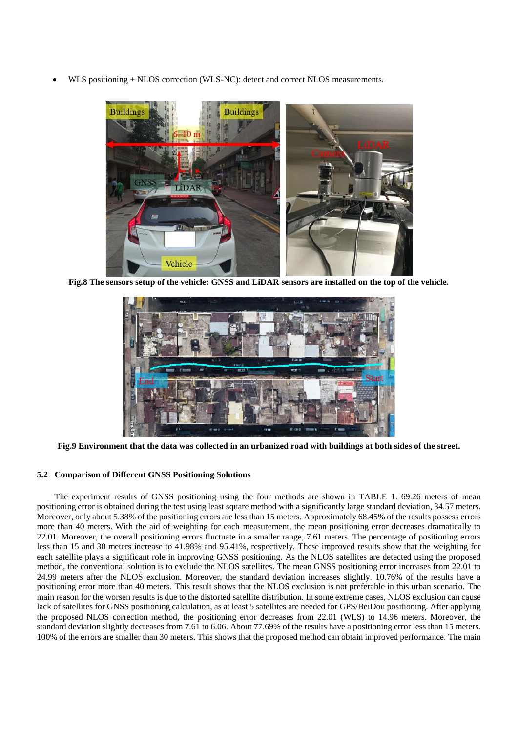- WLS positioning + NLOS correction (WLS-NC): detect and correct NLOS measurements.

**Fig.8 The sensors setup of the vehicle: GNSS and LiDAR sensors are installed on the top of the vehicle.**

**Fig.9 Environment that the data was collected in an urbanized road with buildings at both sides of the street.**

### 5.2 Comparison of Different GNSS Positioning Solutions

The experiment results of GNSS positioning using the four methods are shown in TABLE 1. 69.26 meters of mean positioning error is obtained during the test using least square method with a significantly large standard deviation, 34.57 meters. Moreover, only about 5.38% of the positioning errors are less than 15 meters. Approximately 68.45% of the results possess errors more than 40 meters. With the aid of weighting for each measurement, the mean positioning error decreases dramatically to 22.01. Moreover, the overall positioning errors fluctuate in a smaller range, 7.61 meters. The percentage of positioning errors less than 15 and 30 meters increase to 41.98% and 95.41%, respectively. These improved results show that the weighting for each satellite plays a significant role in improving GNSS positioning. As the NLOS satellites are detected using the proposed method, the conventional solution is to exclude the NLOS satellites. The mean GNSS positioning error increases from 22.01 to 24.99 meters after the NLOS exclusion. Moreover, the standard deviation increases slightly. 10.76% of the results have a positioning error more than 40 meters. This result shows that the NLOS exclusion is not preferable in this urban scenario. The main reason for the worsen results is due to the distorted satellite distribution. In some extreme cases, NLOS exclusion can cause lack of satellites for GNSS positioning calculation, as at least 5 satellites are needed for GPS/BeiDou positioning. After applying the proposed NLOS correction method, the positioning error decreases from 22.01 (WLS) to 14.96 meters. Moreover, the standard deviation slightly decreases from 7.61 to 6.06. About 77.69% of the results have a positioning error less than 15 meters. 100% of the errors are smaller than 30 meters. This shows that the proposed method can obtain improved performance. The main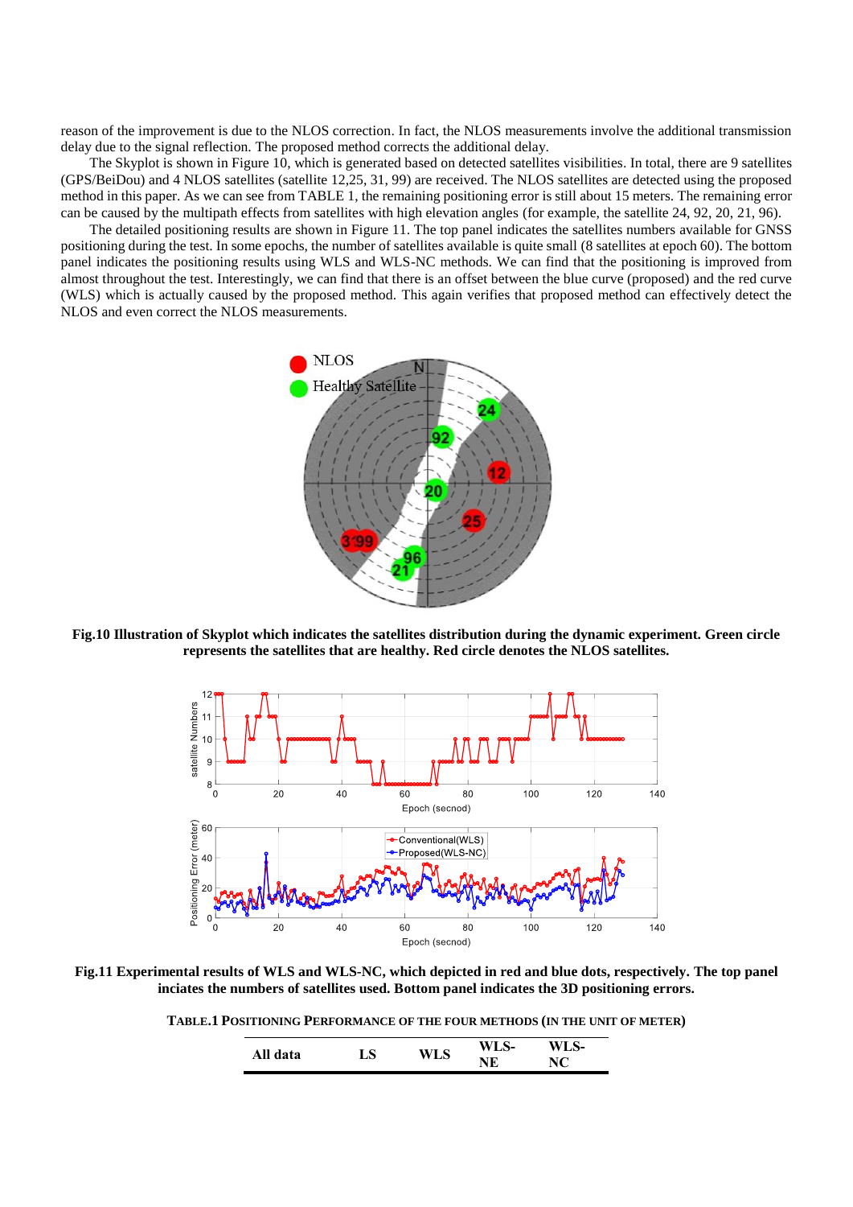reason of the improvement is due to the NLOS correction. In fact, the NLOS measurements involve the additional transmission delay due to the signal reflection. The proposed method corrects the additional delay.

The Skyplot is shown in Figure 10, which is generated based on detected satellites visibilities. In total, there are 9 satellites (GPS/BeiDou) and 4 NLOS satellites (satellite 12,25, 31, 99) are received. The NLOS satellites are detected using the proposed method in this paper. As we can see from TABLE 1, the remaining positioning error is still about 15 meters. The remaining error can be caused by the multipath effects from satellites with high elevation angles (for example, the satellite 24, 92, 20, 21, 96).

The detailed positioning results are shown in Figure 11. The top panel indicates the satellites numbers available for GNSS positioning during the test. In some epochs, the number of satellites available is quite small (8 satellites at epoch 60). The bottom panel indicates the positioning results using WLS and WLS-NC methods. We can find that the positioning is improved from almost throughout the test. Interestingly, we can find that there is an offset between the blue curve (proposed) and the red curve (WLS) which is actually caused by the proposed method. This again verifies that proposed method can effectively detect the NLOS and even correct the NLOS measurements.

**Fig.10 Illustration of Skyplot which indicates the satellites distribution during the dynamic experiment. Green circle represents the satellites that are healthy. Red circle denotes the NLOS satellites.**

**Fig.11 Experimental results of WLS and WLS-NC, which depicted in red and blue dots, respectively. The top panel inciates the numbers of satellites used. Bottom panel indicates the 3D positioning errors.**

**TABLE.1 POSITIONING PERFORMANCE OF THE FOUR METHODS (IN THE UNIT OF METER)**

| All data | LS | WLS | WLS-NE | WLS-NC |
|---|---|---|---|---|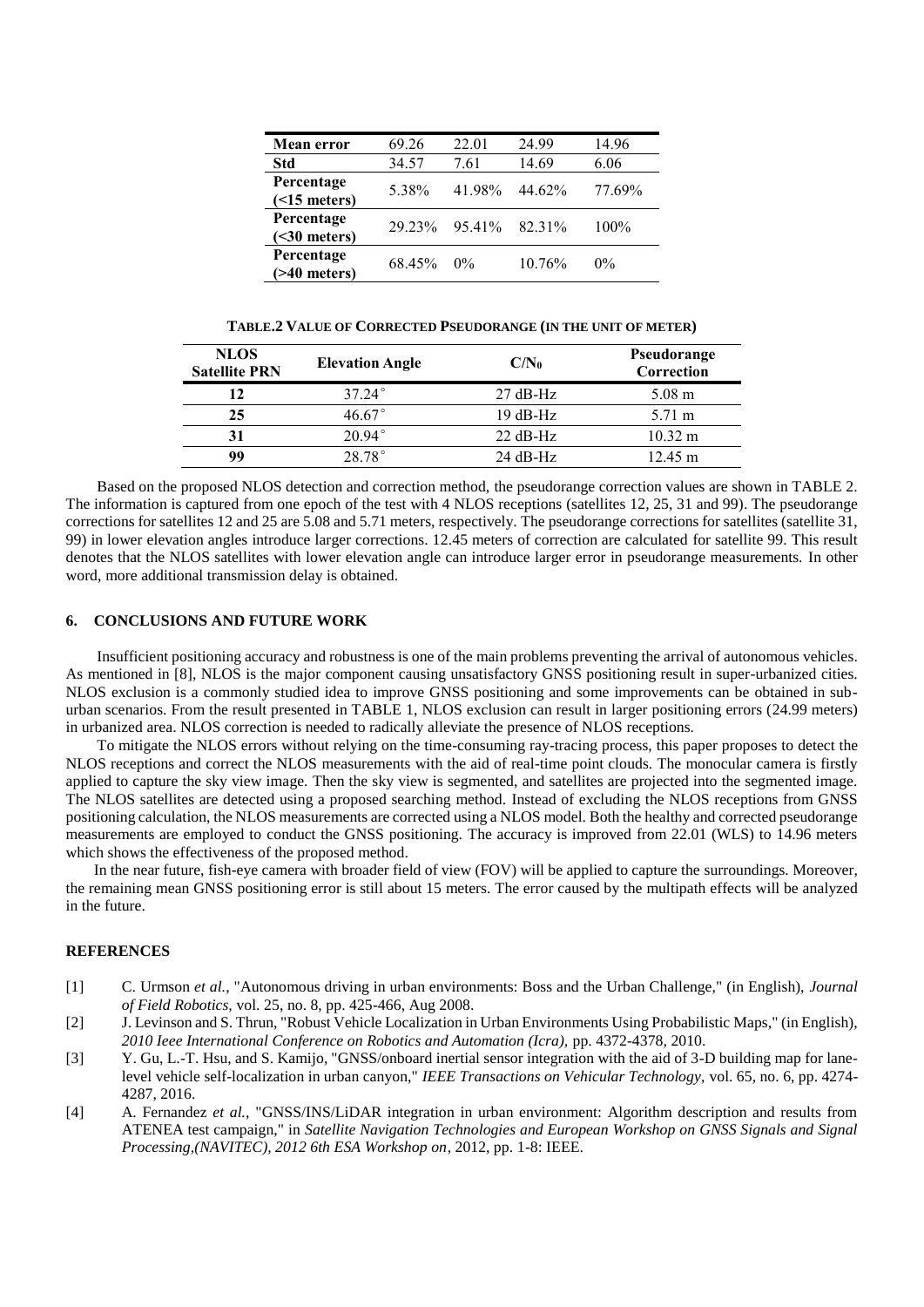| Mean error | 69.26 | 22.01 | 24.99 | 14.96 |
|---|---|---|---|---|
| Std | 34.57 | 7.61 | 14.69 | 6.06 |
| Percentage (<15 meters) | 5.38% | 41.98% | 44.62% | 77.69% |
| Percentage (<30 meters) | 29.23% | 95.41% | 82.31% | 100% |
| Percentage (>40 meters) | 68.45% | 0% | 10.76% | 0% |

**TABLE.2 VALUE OF CORRECTED PSEUDORANGE (IN THE UNIT OF METER)**

| NLOS Satellite PRN | Elevation Angle | $C/N_0$ | Pseudorange Correction |
|---|---|---|---|
| 12 | 37.24° | 27 dB-Hz | 5.08 m |
| 25 | 46.67° | 19 dB-Hz | 5.71 m |
| 31 | 20.94° | 22 dB-Hz | 10.32 m |
| 99 | 28.78° | 24 dB-Hz | 12.45 m |

Based on the proposed NLOS detection and correction method, the pseudorange correction values are shown in TABLE 2. The information is captured from one epoch of the test with 4 NLOS receptions (satellites 12, 25, 31 and 99). The pseudorange corrections for satellites 12 and 25 are 5.08 and 5.71 meters, respectively. The pseudorange corrections for satellites (satellite 31, 99) in lower elevation angles introduce larger corrections. 12.45 meters of correction are calculated for satellite 99. This result denotes that the NLOS satellites with lower elevation angle can introduce larger error in pseudorange measurements. In other word, more additional transmission delay is obtained.

## 6. CONCLUSIONS AND FUTURE WORK

Insufficient positioning accuracy and robustness is one of the main problems preventing the arrival of autonomous vehicles. As mentioned in [8], NLOS is the major component causing unsatisfactory GNSS positioning result in super-urbanized cities. NLOS exclusion is a commonly studied idea to improve GNSS positioning and some improvements can be obtained in sub-urban scenarios. From the result presented in TABLE 1, NLOS exclusion can result in larger positioning errors (24.99 meters) in urbanized area. NLOS correction is needed to radically alleviate the presence of NLOS receptions.

To mitigate the NLOS errors without relying on the time-consuming ray-tracing process, this paper proposes to detect the NLOS receptions and correct the NLOS measurements with the aid of real-time point clouds. The monocular camera is firstly applied to capture the sky view image. Then the sky view is segmented, and satellites are projected into the segmented image. The NLOS satellites are detected using a proposed searching method. Instead of excluding the NLOS receptions from GNSS positioning calculation, the NLOS measurements are corrected using a NLOS model. Both the healthy and corrected pseudorange measurements are employed to conduct the GNSS positioning. The accuracy is improved from 22.01 (WLS) to 14.96 meters which shows the effectiveness of the proposed method.

In the near future, fish-eye camera with broader field of view (FOV) will be applied to capture the surroundings. Moreover, the remaining mean GNSS positioning error is still about 15 meters. The error caused by the multipath effects will be analyzed in the future.

## REFERENCES

[1] C. Urmson *et al.*, "Autonomous driving in urban environments: Boss and the Urban Challenge," (in English), *Journal of Field Robotics,* vol. 25, no. 8, pp. 425-466, Aug 2008.

[2] J. Levinson and S. Thrun, "Robust Vehicle Localization in Urban Environments Using Probabilistic Maps," (in English), *2010 Ieee International Conference on Robotics and Automation (Icra),* pp. 4372-4378, 2010.

[3] Y. Gu, L.-T. Hsu, and S. Kamijo, "GNSS/onboard inertial sensor integration with the aid of 3-D building map for lane-level vehicle self-localization in urban canyon," *IEEE Transactions on Vehicular Technology,* vol. 65, no. 6, pp. 4274-4287, 2016.

[4] A. Fernandez *et al.*, "GNSS/INS/LiDAR integration in urban environment: Algorithm description and results from ATENEA test campaign," in *Satellite Navigation Technologies and European Workshop on GNSS Signals and Signal Processing,(NAVITEC), 2012 6th ESA Workshop on*, 2012, pp. 1-8: IEEE.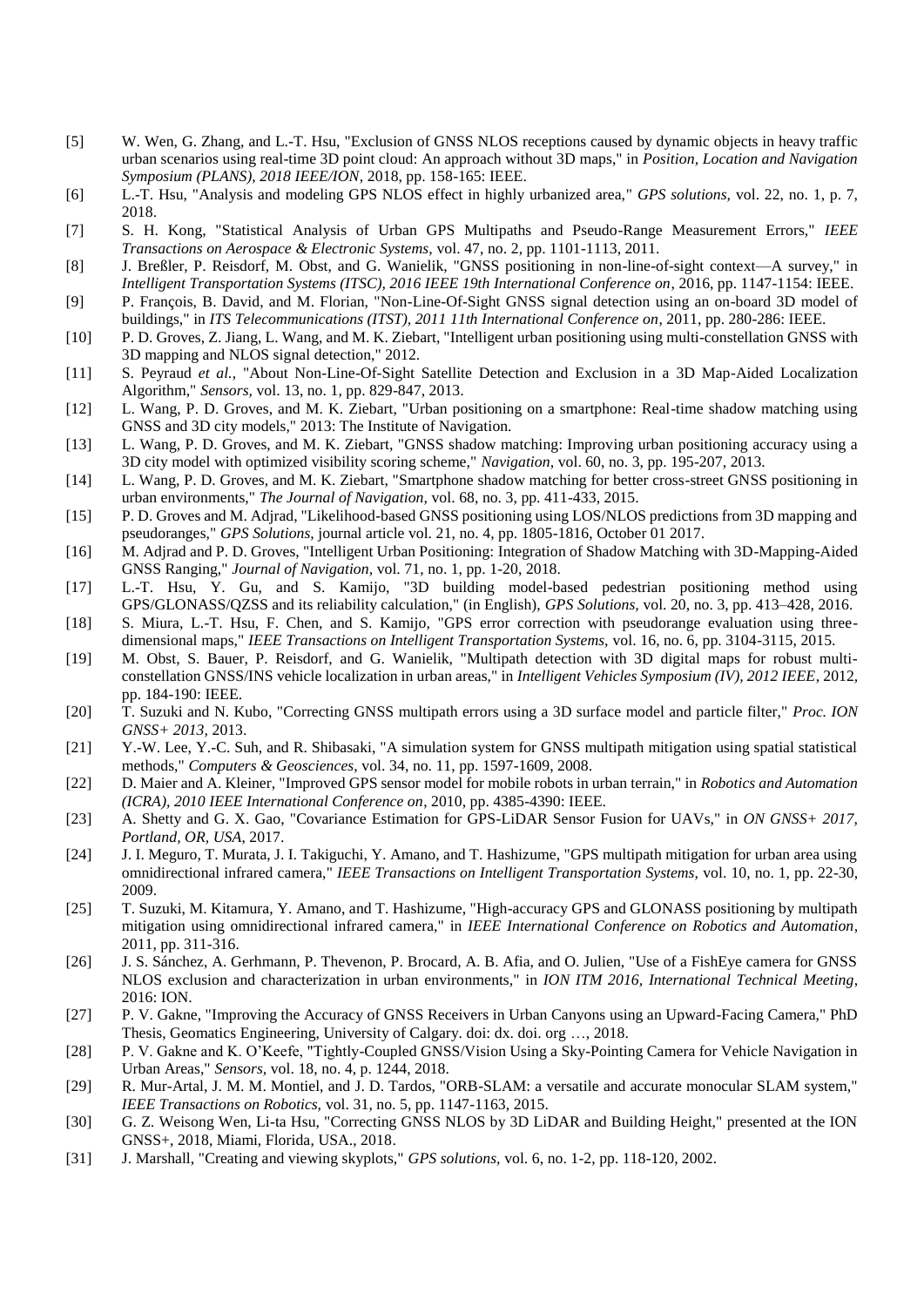[5] W. Wen, G. Zhang, and L.-T. Hsu, "Exclusion of GNSS NLOS receptions caused by dynamic objects in heavy traffic urban scenarios using real-time 3D point cloud: An approach without 3D maps," in *Position, Location and Navigation Symposium (PLANS), 2018 IEEE/ION*, 2018, pp. 158-165: IEEE.

[6] L.-T. Hsu, "Analysis and modeling GPS NLOS effect in highly urbanized area," *GPS solutions*, vol. 22, no. 1, p. 7, 2018.

[7] S. H. Kong, "Statistical Analysis of Urban GPS Multipaths and Pseudo-Range Measurement Errors," *IEEE Transactions on Aerospace & Electronic Systems*, vol. 47, no. 2, pp. 1101-1113, 2011.

[8] J. Breßler, P. Reisdorf, M. Obst, and G. Wanielik, "GNSS positioning in non-line-of-sight context—A survey," in *Intelligent Transportation Systems (ITSC), 2016 IEEE 19th International Conference on*, 2016, pp. 1147-1154: IEEE.

[9] P. François, B. David, and M. Florian, "Non-Line-Of-Sight GNSS signal detection using an on-board 3D model of buildings," in *ITS Telecommunications (ITST), 2011 11th International Conference on*, 2011, pp. 280-286: IEEE.

[10] P. D. Groves, Z. Jiang, L. Wang, and M. K. Ziebart, "Intelligent urban positioning using multi-constellation GNSS with 3D mapping and NLOS signal detection," 2012.

[11] S. Peyraud *et al.*, "About Non-Line-Of-Sight Satellite Detection and Exclusion in a 3D Map-Aided Localization Algorithm," *Sensors*, vol. 13, no. 1, pp. 829-847, 2013.

[12] L. Wang, P. D. Groves, and M. K. Ziebart, "Urban positioning on a smartphone: Real-time shadow matching using GNSS and 3D city models," 2013: The Institute of Navigation.

[13] L. Wang, P. D. Groves, and M. K. Ziebart, "GNSS shadow matching: Improving urban positioning accuracy using a 3D city model with optimized visibility scoring scheme," *Navigation*, vol. 60, no. 3, pp. 195-207, 2013.

[14] L. Wang, P. D. Groves, and M. K. Ziebart, "Smartphone shadow matching for better cross-street GNSS positioning in urban environments," *The Journal of Navigation*, vol. 68, no. 3, pp. 411-433, 2015.

[15] P. D. Groves and M. Adjrad, "Likelihood-based GNSS positioning using LOS/NLOS predictions from 3D mapping and pseudoranges," *GPS Solutions*, journal article vol. 21, no. 4, pp. 1805-1816, October 01 2017.

[16] M. Adjrad and P. D. Groves, "Intelligent Urban Positioning: Integration of Shadow Matching with 3D-Mapping-Aided GNSS Ranging," *Journal of Navigation*, vol. 71, no. 1, pp. 1-20, 2018.

[17] L.-T. Hsu, Y. Gu, and S. Kamijo, "3D building model-based pedestrian positioning method using GPS/GLONASS/QZSS and its reliability calculation," (in English), *GPS Solutions*, vol. 20, no. 3, pp. 413–428, 2016.

[18] S. Miura, L.-T. Hsu, F. Chen, and S. Kamijo, "GPS error correction with pseudorange evaluation using three-dimensional maps," *IEEE Transactions on Intelligent Transportation Systems*, vol. 16, no. 6, pp. 3104-3115, 2015.

[19] M. Obst, S. Bauer, P. Reisdorf, and G. Wanielik, "Multipath detection with 3D digital maps for robust multi-constellation GNSS/INS vehicle localization in urban areas," in *Intelligent Vehicles Symposium (IV), 2012 IEEE*, 2012, pp. 184-190: IEEE.

[20] T. Suzuki and N. Kubo, "Correcting GNSS multipath errors using a 3D surface model and particle filter," *Proc. ION GNSS+ 2013*, 2013.

[21] Y.-W. Lee, Y.-C. Suh, and R. Shibasaki, "A simulation system for GNSS multipath mitigation using spatial statistical methods," *Computers & Geosciences*, vol. 34, no. 11, pp. 1597-1609, 2008.

[22] D. Maier and A. Kleiner, "Improved GPS sensor model for mobile robots in urban terrain," in *Robotics and Automation (ICRA), 2010 IEEE International Conference on*, 2010, pp. 4385-4390: IEEE.

[23] A. Shetty and G. X. Gao, "Covariance Estimation for GPS-LiDAR Sensor Fusion for UAVs," in *ON GNSS+ 2017, Portland, OR, USA*, 2017.

[24] J. I. Meguro, T. Murata, J. I. Takiguchi, Y. Amano, and T. Hashizume, "GPS multipath mitigation for urban area using omnidirectional infrared camera," *IEEE Transactions on Intelligent Transportation Systems*, vol. 10, no. 1, pp. 22-30, 2009.

[25] T. Suzuki, M. Kitamura, Y. Amano, and T. Hashizume, "High-accuracy GPS and GLONASS positioning by multipath mitigation using omnidirectional infrared camera," in *IEEE International Conference on Robotics and Automation*, 2011, pp. 311-316.

[26] J. S. Sánchez, A. Gerhmann, P. Thevenon, P. Brocard, A. B. Afia, and O. Julien, "Use of a FishEye camera for GNSS NLOS exclusion and characterization in urban environments," in *ION ITM 2016, International Technical Meeting*, 2016: ION.

[27] P. V. Gakne, "Improving the Accuracy of GNSS Receivers in Urban Canyons using an Upward-Facing Camera," PhD Thesis, Geomatics Engineering, University of Calgary. doi: dx. doi. org …, 2018.

[28] P. V. Gakne and K. O'Keefe, "Tightly-Coupled GNSS/Vision Using a Sky-Pointing Camera for Vehicle Navigation in Urban Areas," *Sensors*, vol. 18, no. 4, p. 1244, 2018.

[29] R. Mur-Artal, J. M. M. Montiel, and J. D. Tardos, "ORB-SLAM: a versatile and accurate monocular SLAM system," *IEEE Transactions on Robotics*, vol. 31, no. 5, pp. 1147-1163, 2015.

[30] G. Z. Weisong Wen, Li-ta Hsu, "Correcting GNSS NLOS by 3D LiDAR and Building Height," presented at the ION GNSS+, 2018, Miami, Florida, USA., 2018.

[31] J. Marshall, "Creating and viewing skyplots," *GPS solutions*, vol. 6, no. 1-2, pp. 118-120, 2002.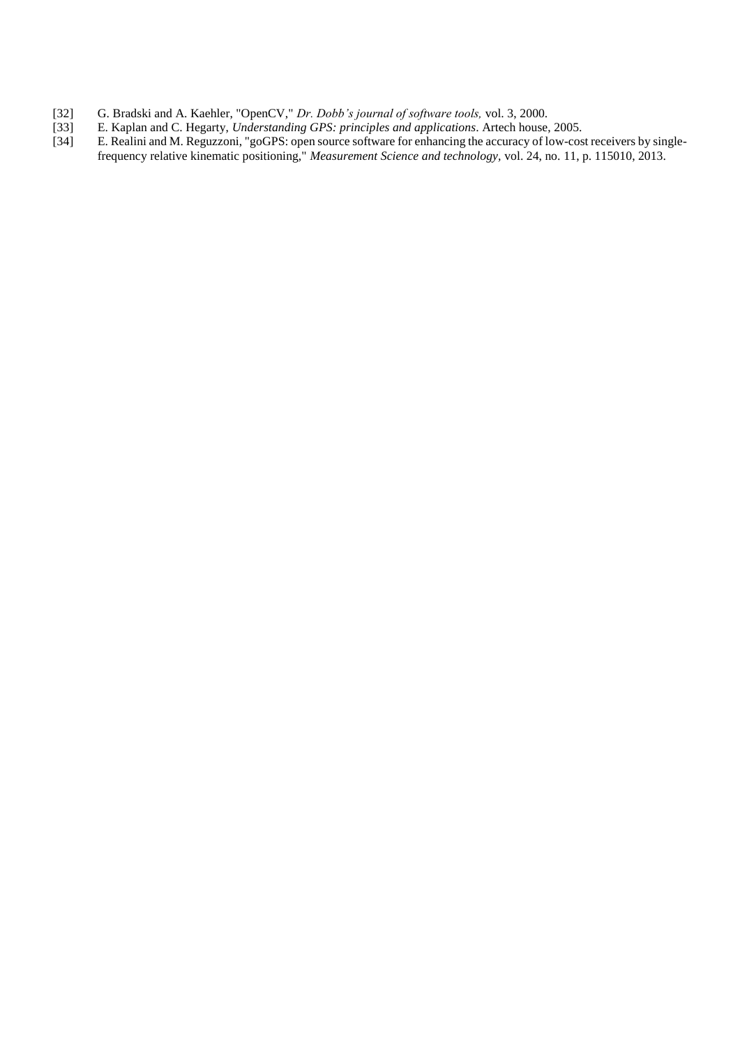[32] G. Bradski and A. Kaehler, "OpenCV," *Dr. Dobb's journal of software tools,* vol. 3, 2000.

[33] E. Kaplan and C. Hegarty, *Understanding GPS: principles and applications*. Artech house, 2005.

[34] E. Realini and M. Reguzzoni, "goGPS: open source software for enhancing the accuracy of low-cost receivers by single-frequency relative kinematic positioning," *Measurement Science and technology*, vol. 24, no. 11, p. 115010, 2013.